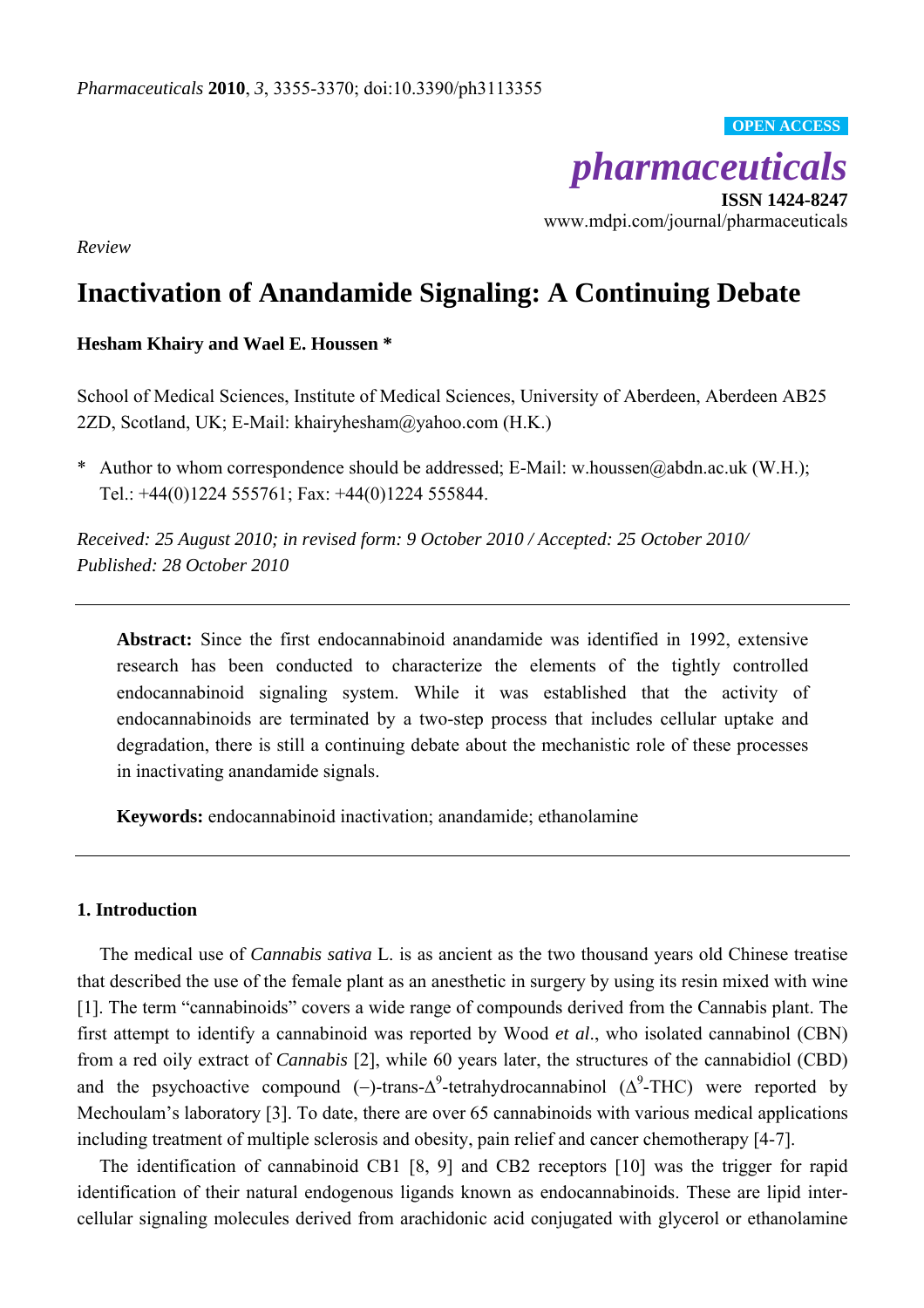*Review*

# Inactivation of Anandamide Signaling: A Continuing Debate

**Hesham Khairy and Wael E. Houssen ***

School of Medical Sciences, Institute of Medical Sciences, University of Aberdeen, Aberdeen AB25 2ZD, Scotland, UK; E-Mail: khairyhesham@yahoo.com (H.K.)

* Author to whom correspondence should be addressed; E-Mail: w.houssen@abdn.ac.uk (W.H.); Tel.: +44(0)1224 555761; Fax: +44(0)1224 555844.

*Received: 25 August 2010; in revised form: 9 October 2010 / Accepted: 25 October 2010/ Published: 28 October 2010*

---

**Abstract:** Since the first endocannabinoid anandamide was identified in 1992, extensive research has been conducted to characterize the elements of the tightly controlled endocannabinoid signaling system. While it was established that the activity of endocannabinoids are terminated by a two-step process that includes cellular uptake and degradation, there is still a continuing debate about the mechanistic role of these processes in inactivating anandamide signals.

**Keywords:** endocannabinoid inactivation; anandamide; ethanolamine

---

## 1. Introduction

The medical use of *Cannabis sativa* L. is as ancient as the two thousand years old Chinese treatise that described the use of the female plant as an anesthetic in surgery by using its resin mixed with wine [1]. The term "cannabinoids" covers a wide range of compounds derived from the Cannabis plant. The first attempt to identify a cannabinoid was reported by Wood *et al*., who isolated cannabinol (CBN) from a red oily extract of *Cannabis* [2], while 60 years later, the structures of the cannabidiol (CBD) and the psychoactive compound (−)-trans-$\Delta^9$-tetrahydrocannabinol ($\Delta^9$-THC) were reported by Mechoulam's laboratory [3]. To date, there are over 65 cannabinoids with various medical applications including treatment of multiple sclerosis and obesity, pain relief and cancer chemotherapy [4-7].

The identification of cannabinoid CB1 [8, 9] and CB2 receptors [10] was the trigger for rapid identification of their natural endogenous ligands known as endocannabinoids. These are lipid inter-cellular signaling molecules derived from arachidonic acid conjugated with glycerol or ethanolamine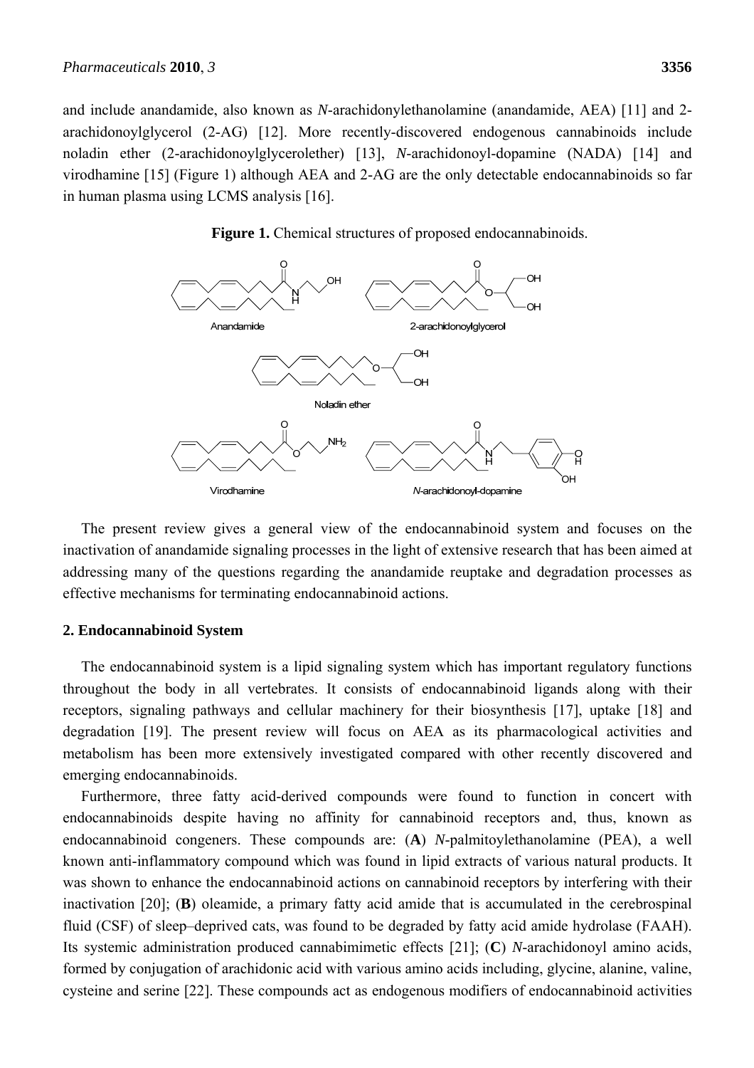and include anandamide, also known as *N*-arachidonylethanolamine (anandamide, AEA) [11] and 2-arachidonoylglycerol (2-AG) [12]. More recently-discovered endogenous cannabinoids include noladin ether (2-arachidonoylglycerolether) [13], *N*-arachidonoyl-dopamine (NADA) [14] and virodhamine [15] (Figure 1) although AEA and 2-AG are the only detectable endocannabinoids so far in human plasma using LCMS analysis [16].

**Figure 1.** Chemical structures of proposed endocannabinoids.

The present review gives a general view of the endocannabinoid system and focuses on the inactivation of anandamide signaling processes in the light of extensive research that has been aimed at addressing many of the questions regarding the anandamide reuptake and degradation processes as effective mechanisms for terminating endocannabinoid actions.

## 2. Endocannabinoid System

The endocannabinoid system is a lipid signaling system which has important regulatory functions throughout the body in all vertebrates. It consists of endocannabinoid ligands along with their receptors, signaling pathways and cellular machinery for their biosynthesis [17], uptake [18] and degradation [19]. The present review will focus on AEA as its pharmacological activities and metabolism has been more extensively investigated compared with other recently discovered and emerging endocannabinoids.

Furthermore, three fatty acid-derived compounds were found to function in concert with endocannabinoids despite having no affinity for cannabinoid receptors and, thus, known as endocannabinoid congeners. These compounds are: (**A**) *N*-palmitoylethanolamine (PEA), a well known anti-inflammatory compound which was found in lipid extracts of various natural products. It was shown to enhance the endocannabinoid actions on cannabinoid receptors by interfering with their inactivation [20]; (**B**) oleamide, a primary fatty acid amide that is accumulated in the cerebrospinal fluid (CSF) of sleep–deprived cats, was found to be degraded by fatty acid amide hydrolase (FAAH). Its systemic administration produced cannabimimetic effects [21]; (**C**) *N*-arachidonoyl amino acids, formed by conjugation of arachidonic acid with various amino acids including, glycine, alanine, valine, cysteine and serine [22]. These compounds act as endogenous modifiers of endocannabinoid activities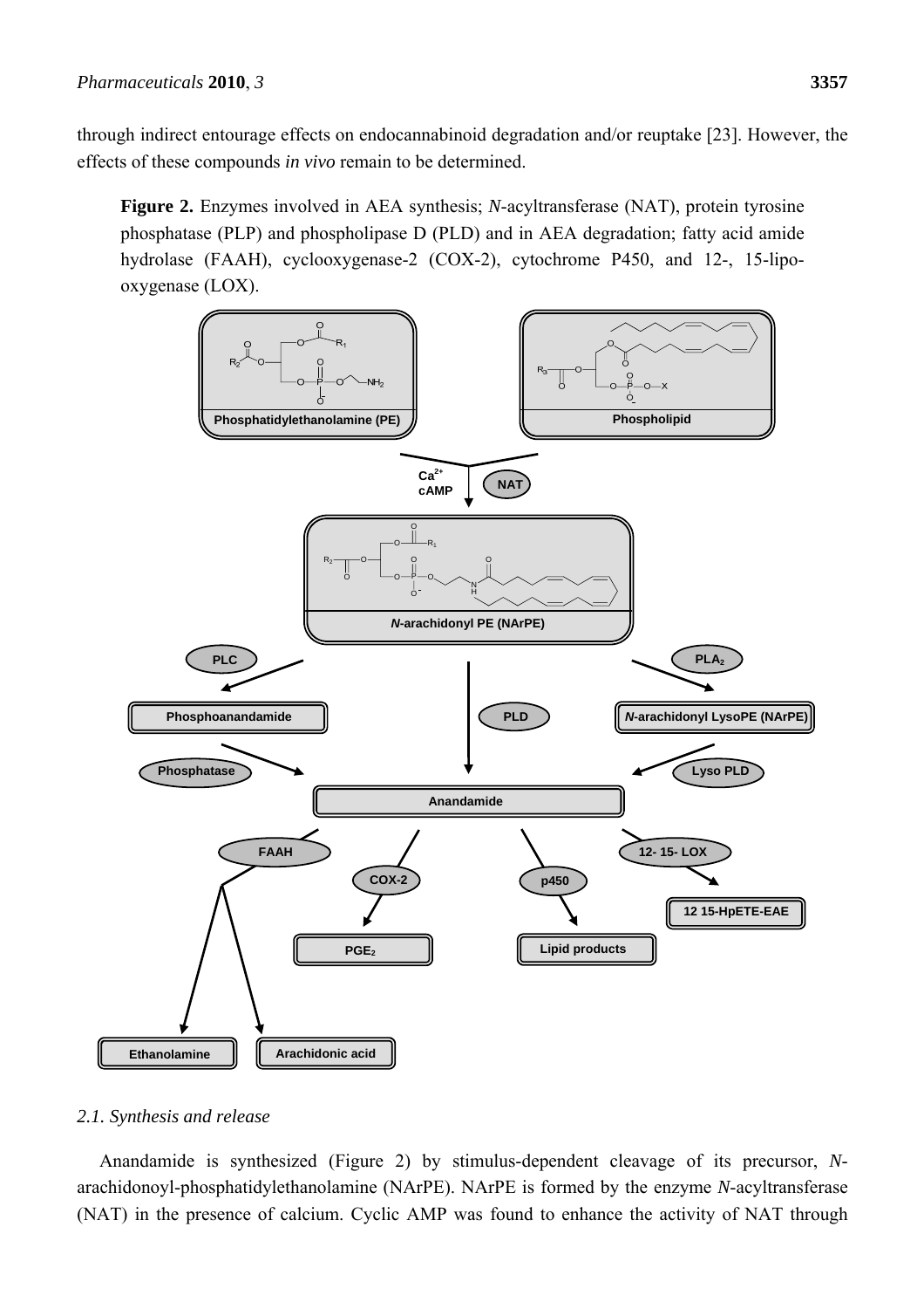through indirect entourage effects on endocannabinoid degradation and/or reuptake [23]. However, the effects of these compounds *in vivo* remain to be determined.

**Figure 2.** Enzymes involved in AEA synthesis; *N*-acyltransferase (NAT), protein tyrosine phosphatase (PLP) and phospholipase D (PLD) and in AEA degradation; fatty acid amide hydrolase (FAAH), cyclooxygenase-2 (COX-2), cytochrome P450, and 12-, 15-lipo-oxygenase (LOX).

### 2.1. Synthesis and release

Anandamide is synthesized (Figure 2) by stimulus-dependent cleavage of its precursor, *N*-arachidonoyl-phosphatidylethanolamine (NArPE). NArPE is formed by the enzyme *N*-acyltransferase (NAT) in the presence of calcium. Cyclic AMP was found to enhance the activity of NAT through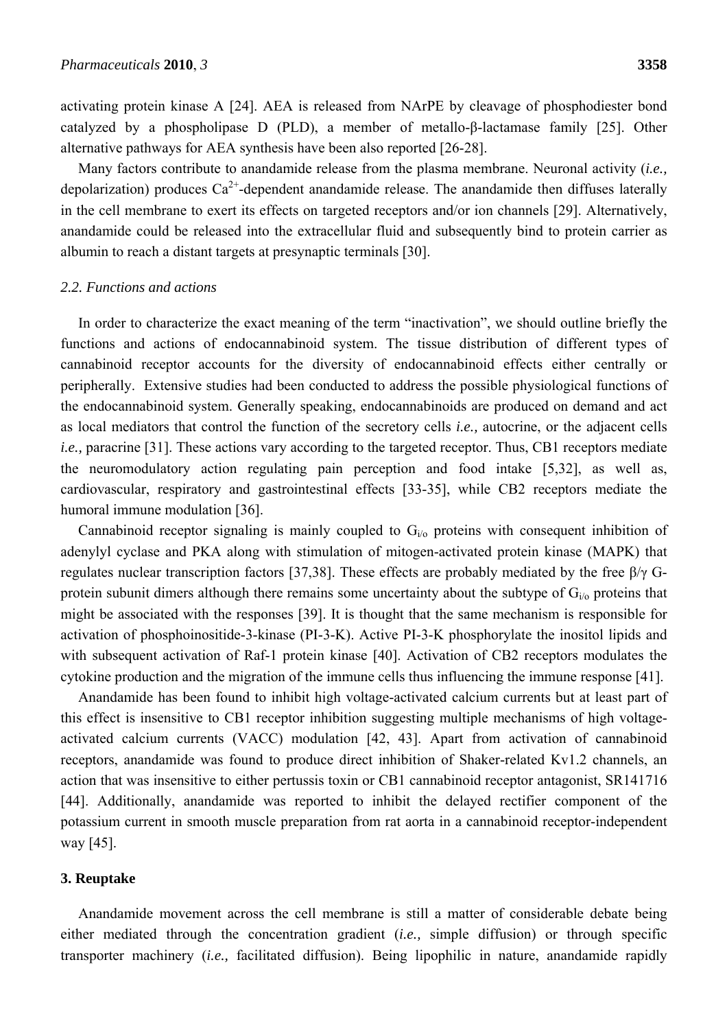activating protein kinase A [24]. AEA is released from NArPE by cleavage of phosphodiester bond catalyzed by a phospholipase D (PLD), a member of metallo-β-lactamase family [25]. Other alternative pathways for AEA synthesis have been also reported [26-28].

Many factors contribute to anandamide release from the plasma membrane. Neuronal activity (*i.e.,* depolarization) produces $Ca^{2+}$-dependent anandamide release. The anandamide then diffuses laterally in the cell membrane to exert its effects on targeted receptors and/or ion channels [29]. Alternatively, anandamide could be released into the extracellular fluid and subsequently bind to protein carrier as albumin to reach a distant targets at presynaptic terminals [30].

### *2.2. Functions and actions*

In order to characterize the exact meaning of the term "inactivation", we should outline briefly the functions and actions of endocannabinoid system. The tissue distribution of different types of cannabinoid receptor accounts for the diversity of endocannabinoid effects either centrally or peripherally. Extensive studies had been conducted to address the possible physiological functions of the endocannabinoid system. Generally speaking, endocannabinoids are produced on demand and act as local mediators that control the function of the secretory cells *i.e.,* autocrine, or the adjacent cells *i.e.,* paracrine [31]. These actions vary according to the targeted receptor. Thus, CB1 receptors mediate the neuromodulatory action regulating pain perception and food intake [5,32], as well as, cardiovascular, respiratory and gastrointestinal effects [33-35], while CB2 receptors mediate the humoral immune modulation [36].

Cannabinoid receptor signaling is mainly coupled to $G_{i/o}$ proteins with consequent inhibition of adenylyl cyclase and PKA along with stimulation of mitogen-activated protein kinase (MAPK) that regulates nuclear transcription factors [37,38]. These effects are probably mediated by the free β/γ G-protein subunit dimers although there remains some uncertainty about the subtype of $G_{i/o}$ proteins that might be associated with the responses [39]. It is thought that the same mechanism is responsible for activation of phosphoinositide-3-kinase (PI-3-K). Active PI-3-K phosphorylate the inositol lipids and with subsequent activation of Raf-1 protein kinase [40]. Activation of CB2 receptors modulates the cytokine production and the migration of the immune cells thus influencing the immune response [41].

Anandamide has been found to inhibit high voltage-activated calcium currents but at least part of this effect is insensitive to CB1 receptor inhibition suggesting multiple mechanisms of high voltage-activated calcium currents (VACC) modulation [42, 43]. Apart from activation of cannabinoid receptors, anandamide was found to produce direct inhibition of Shaker-related Kv1.2 channels, an action that was insensitive to either pertussis toxin or CB1 cannabinoid receptor antagonist, SR141716 [44]. Additionally, anandamide was reported to inhibit the delayed rectifier component of the potassium current in smooth muscle preparation from rat aorta in a cannabinoid receptor-independent way [45].

## 3. Reuptake

Anandamide movement across the cell membrane is still a matter of considerable debate being either mediated through the concentration gradient (*i.e.,* simple diffusion) or through specific transporter machinery (*i.e.,* facilitated diffusion). Being lipophilic in nature, anandamide rapidly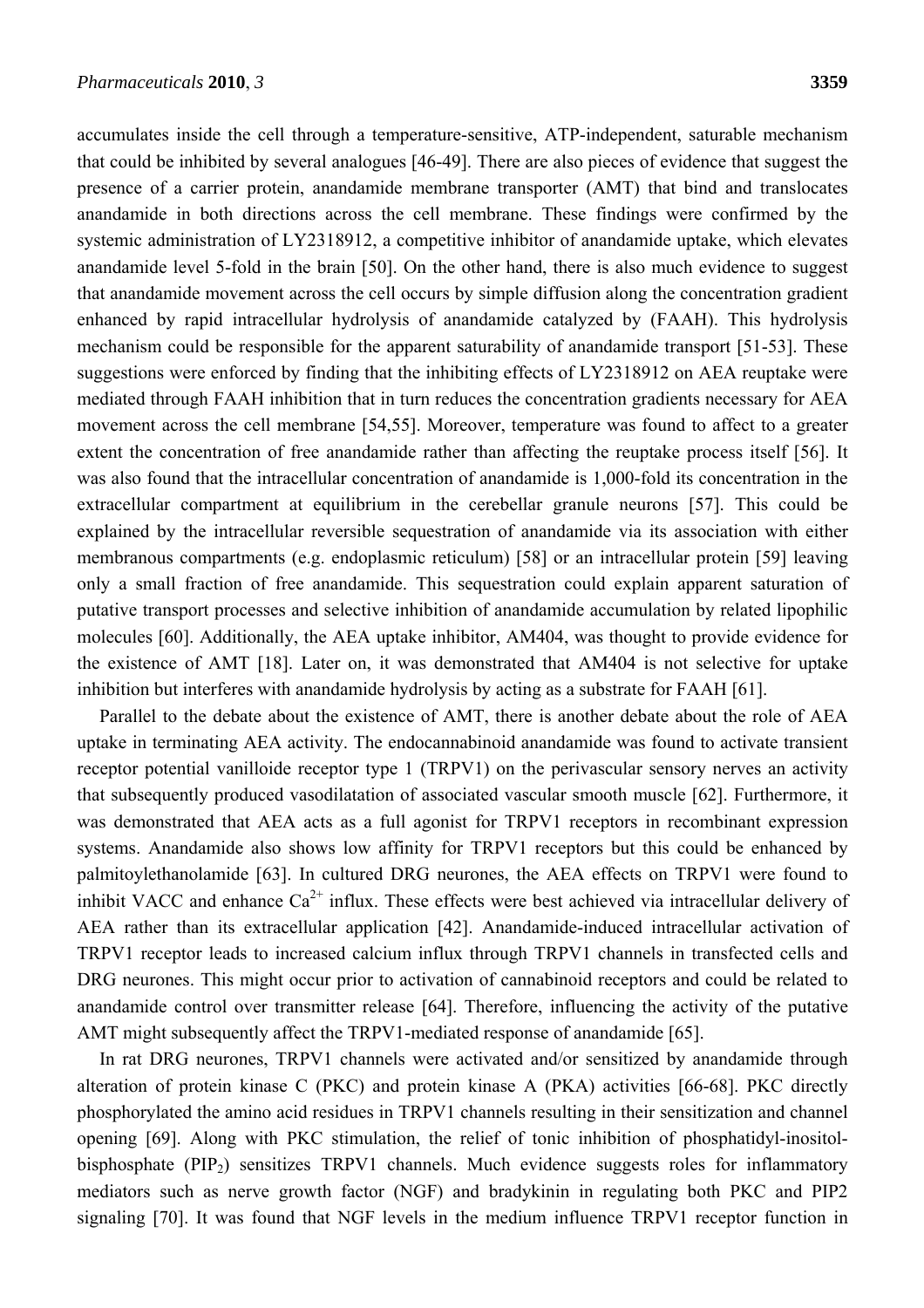accumulates inside the cell through a temperature-sensitive, ATP-independent, saturable mechanism that could be inhibited by several analogues [46-49]. There are also pieces of evidence that suggest the presence of a carrier protein, anandamide membrane transporter (AMT) that bind and translocates anandamide in both directions across the cell membrane. These findings were confirmed by the systemic administration of LY2318912, a competitive inhibitor of anandamide uptake, which elevates anandamide level 5-fold in the brain [50]. On the other hand, there is also much evidence to suggest that anandamide movement across the cell occurs by simple diffusion along the concentration gradient enhanced by rapid intracellular hydrolysis of anandamide catalyzed by (FAAH). This hydrolysis mechanism could be responsible for the apparent saturability of anandamide transport [51-53]. These suggestions were enforced by finding that the inhibiting effects of LY2318912 on AEA reuptake were mediated through FAAH inhibition that in turn reduces the concentration gradients necessary for AEA movement across the cell membrane [54,55]. Moreover, temperature was found to affect to a greater extent the concentration of free anandamide rather than affecting the reuptake process itself [56]. It was also found that the intracellular concentration of anandamide is 1,000-fold its concentration in the extracellular compartment at equilibrium in the cerebellar granule neurons [57]. This could be explained by the intracellular reversible sequestration of anandamide via its association with either membranous compartments (e.g. endoplasmic reticulum) [58] or an intracellular protein [59] leaving only a small fraction of free anandamide. This sequestration could explain apparent saturation of putative transport processes and selective inhibition of anandamide accumulation by related lipophilic molecules [60]. Additionally, the AEA uptake inhibitor, AM404, was thought to provide evidence for the existence of AMT [18]. Later on, it was demonstrated that AM404 is not selective for uptake inhibition but interferes with anandamide hydrolysis by acting as a substrate for FAAH [61].

Parallel to the debate about the existence of AMT, there is another debate about the role of AEA uptake in terminating AEA activity. The endocannabinoid anandamide was found to activate transient receptor potential vanilloide receptor type 1 (TRPV1) on the perivascular sensory nerves an activity that subsequently produced vasodilatation of associated vascular smooth muscle [62]. Furthermore, it was demonstrated that AEA acts as a full agonist for TRPV1 receptors in recombinant expression systems. Anandamide also shows low affinity for TRPV1 receptors but this could be enhanced by palmitoylethanolamide [63]. In cultured DRG neurones, the AEA effects on TRPV1 were found to inhibit VACC and enhance $Ca^{2+}$ influx. These effects were best achieved via intracellular delivery of AEA rather than its extracellular application [42]. Anandamide-induced intracellular activation of TRPV1 receptor leads to increased calcium influx through TRPV1 channels in transfected cells and DRG neurones. This might occur prior to activation of cannabinoid receptors and could be related to anandamide control over transmitter release [64]. Therefore, influencing the activity of the putative AMT might subsequently affect the TRPV1-mediated response of anandamide [65].

In rat DRG neurones, TRPV1 channels were activated and/or sensitized by anandamide through alteration of protein kinase C (PKC) and protein kinase A (PKA) activities [66-68]. PKC directly phosphorylated the amino acid residues in TRPV1 channels resulting in their sensitization and channel opening [69]. Along with PKC stimulation, the relief of tonic inhibition of phosphatidyl-inositol-bisphosphate ($PIP_2$) sensitizes TRPV1 channels. Much evidence suggests roles for inflammatory mediators such as nerve growth factor (NGF) and bradykinin in regulating both PKC and PIP2 signaling [70]. It was found that NGF levels in the medium influence TRPV1 receptor function in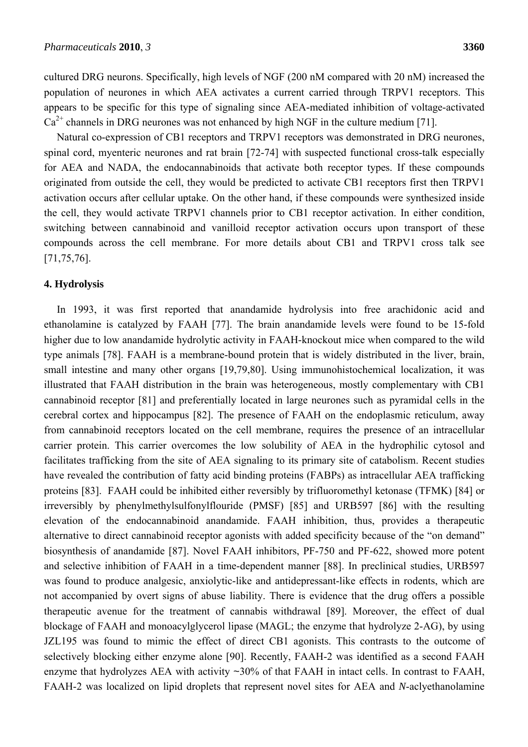cultured DRG neurons. Specifically, high levels of NGF (200 nM compared with 20 nM) increased the population of neurones in which AEA activates a current carried through TRPV1 receptors. This appears to be specific for this type of signaling since AEA-mediated inhibition of voltage-activated $Ca^{2+}$ channels in DRG neurones was not enhanced by high NGF in the culture medium [71].

Natural co-expression of CB1 receptors and TRPV1 receptors was demonstrated in DRG neurones, spinal cord, myenteric neurones and rat brain [72-74] with suspected functional cross-talk especially for AEA and NADA, the endocannabinoids that activate both receptor types. If these compounds originated from outside the cell, they would be predicted to activate CB1 receptors first then TRPV1 activation occurs after cellular uptake. On the other hand, if these compounds were synthesized inside the cell, they would activate TRPV1 channels prior to CB1 receptor activation. In either condition, switching between cannabinoid and vanilloid receptor activation occurs upon transport of these compounds across the cell membrane. For more details about CB1 and TRPV1 cross talk see [71,75,76].

## 4. Hydrolysis

In 1993, it was first reported that anandamide hydrolysis into free arachidonic acid and ethanolamine is catalyzed by FAAH [77]. The brain anandamide levels were found to be 15-fold higher due to low anandamide hydrolytic activity in FAAH-knockout mice when compared to the wild type animals [78]. FAAH is a membrane-bound protein that is widely distributed in the liver, brain, small intestine and many other organs [19,79,80]. Using immunohistochemical localization, it was illustrated that FAAH distribution in the brain was heterogeneous, mostly complementary with CB1 cannabinoid receptor [81] and preferentially located in large neurones such as pyramidal cells in the cerebral cortex and hippocampus [82]. The presence of FAAH on the endoplasmic reticulum, away from cannabinoid receptors located on the cell membrane, requires the presence of an intracellular carrier protein. This carrier overcomes the low solubility of AEA in the hydrophilic cytosol and facilitates trafficking from the site of AEA signaling to its primary site of catabolism. Recent studies have revealed the contribution of fatty acid binding proteins (FABPs) as intracellular AEA trafficking proteins [83]. FAAH could be inhibited either reversibly by trifluoromethyl ketonase (TFMK) [84] or irreversibly by phenylmethylsulfonylflouride (PMSF) [85] and URB597 [86] with the resulting elevation of the endocannabinoid anandamide. FAAH inhibition, thus, provides a therapeutic alternative to direct cannabinoid receptor agonists with added specificity because of the "on demand" biosynthesis of anandamide [87]. Novel FAAH inhibitors, PF-750 and PF-622, showed more potent and selective inhibition of FAAH in a time-dependent manner [88]. In preclinical studies, URB597 was found to produce analgesic, anxiolytic-like and antidepressant-like effects in rodents, which are not accompanied by overt signs of abuse liability. There is evidence that the drug offers a possible therapeutic avenue for the treatment of cannabis withdrawal [89]. Moreover, the effect of dual blockage of FAAH and monoacylglycerol lipase (MAGL; the enzyme that hydrolyze 2-AG), by using JZL195 was found to mimic the effect of direct CB1 agonists. This contrasts to the outcome of selectively blocking either enzyme alone [90]. Recently, FAAH-2 was identified as a second FAAH enzyme that hydrolyzes AEA with activity ~30% of that FAAH in intact cells. In contrast to FAAH, FAAH-2 was localized on lipid droplets that represent novel sites for AEA and *N*-aclyethanolamine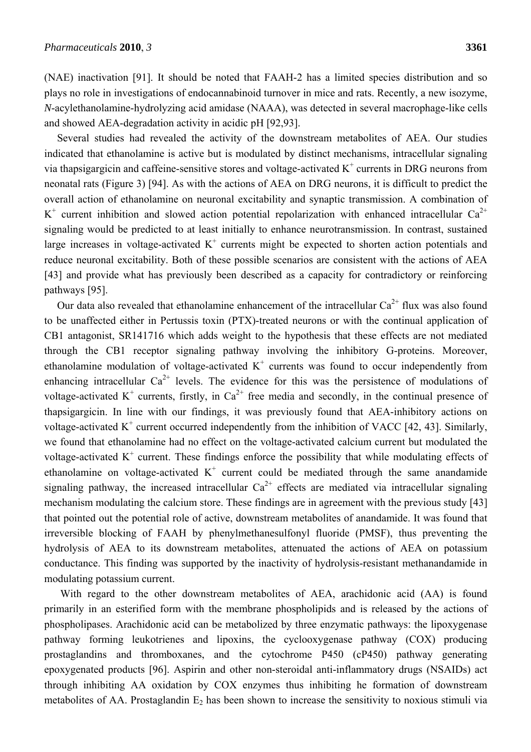(NAE) inactivation [91]. It should be noted that FAAH-2 has a limited species distribution and so plays no role in investigations of endocannabinoid turnover in mice and rats. Recently, a new isozyme, *N*-acylethanolamine-hydrolyzing acid amidase (NAAA), was detected in several macrophage-like cells and showed AEA-degradation activity in acidic pH [92,93].

Several studies had revealed the activity of the downstream metabolites of AEA. Our studies indicated that ethanolamine is active but is modulated by distinct mechanisms, intracellular signaling via thapsigargicin and caffeine-sensitive stores and voltage-activated $K^+$ currents in DRG neurons from neonatal rats (Figure 3) [94]. As with the actions of AEA on DRG neurons, it is difficult to predict the overall action of ethanolamine on neuronal excitability and synaptic transmission. A combination of $K^+$ current inhibition and slowed action potential repolarization with enhanced intracellular $Ca^{2+}$ signaling would be predicted to at least initially to enhance neurotransmission. In contrast, sustained large increases in voltage-activated $K^+$ currents might be expected to shorten action potentials and reduce neuronal excitability. Both of these possible scenarios are consistent with the actions of AEA [43] and provide what has previously been described as a capacity for contradictory or reinforcing pathways [95].

Our data also revealed that ethanolamine enhancement of the intracellular $Ca^{2+}$ flux was also found to be unaffected either in Pertussis toxin (PTX)-treated neurons or with the continual application of CB1 antagonist, SR141716 which adds weight to the hypothesis that these effects are not mediated through the CB1 receptor signaling pathway involving the inhibitory G-proteins. Moreover, ethanolamine modulation of voltage-activated $K^+$ currents was found to occur independently from enhancing intracellular $Ca^{2+}$ levels. The evidence for this was the persistence of modulations of voltage-activated $K^+$ currents, firstly, in $Ca^{2+}$ free media and secondly, in the continual presence of thapsigargicin. In line with our findings, it was previously found that AEA-inhibitory actions on voltage-activated $K^+$ current occurred independently from the inhibition of VACC [42, 43]. Similarly, we found that ethanolamine had no effect on the voltage-activated calcium current but modulated the voltage-activated $K^+$ current. These findings enforce the possibility that while modulating effects of ethanolamine on voltage-activated $K^+$ current could be mediated through the same anandamide signaling pathway, the increased intracellular $Ca^{2+}$ effects are mediated via intracellular signaling mechanism modulating the calcium store. These findings are in agreement with the previous study [43] that pointed out the potential role of active, downstream metabolites of anandamide. It was found that irreversible blocking of FAAH by phenylmethanesulfonyl fluoride (PMSF), thus preventing the hydrolysis of AEA to its downstream metabolites, attenuated the actions of AEA on potassium conductance. This finding was supported by the inactivity of hydrolysis-resistant methanandamide in modulating potassium current.

With regard to the other downstream metabolites of AEA, arachidonic acid (AA) is found primarily in an esterified form with the membrane phospholipids and is released by the actions of phospholipases. Arachidonic acid can be metabolized by three enzymatic pathways: the lipoxygenase pathway forming leukotrienes and lipoxins, the cyclooxygenase pathway (COX) producing prostaglandins and thromboxanes, and the cytochrome P450 (cP450) pathway generating epoxygenated products [96]. Aspirin and other non-steroidal anti-inflammatory drugs (NSAIDs) act through inhibiting AA oxidation by COX enzymes thus inhibiting he formation of downstream metabolites of AA. Prostaglandin $E_2$ has been shown to increase the sensitivity to noxious stimuli via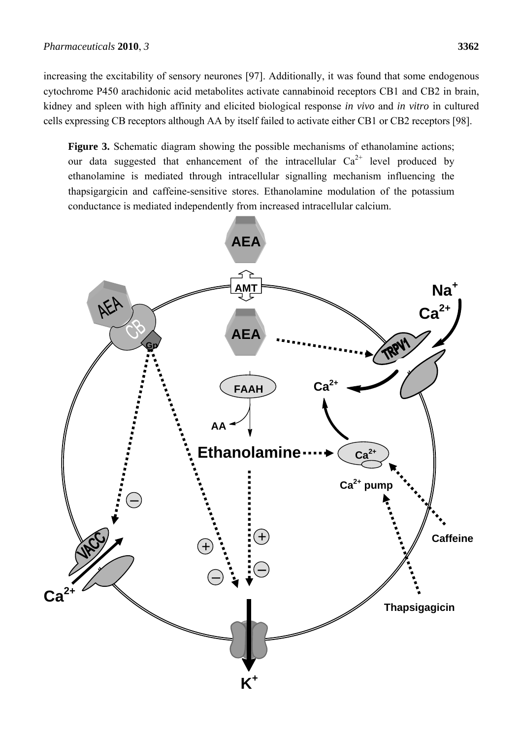increasing the excitability of sensory neurones [97]. Additionally, it was found that some endogenous cytochrome P450 arachidonic acid metabolites activate cannabinoid receptors CB1 and CB2 in brain, kidney and spleen with high affinity and elicited biological response *in vivo* and *in vitro* in cultured cells expressing CB receptors although AA by itself failed to activate either CB1 or CB2 receptors [98].

**Figure 3.** Schematic diagram showing the possible mechanisms of ethanolamine actions; our data suggested that enhancement of the intracellular $Ca^{2+}$ level produced by ethanolamine is mediated through intracellular signalling mechanism influencing the thapsigargicin and caffeine-sensitive stores. Ethanolamine modulation of the potassium conductance is mediated independently from increased intracellular calcium.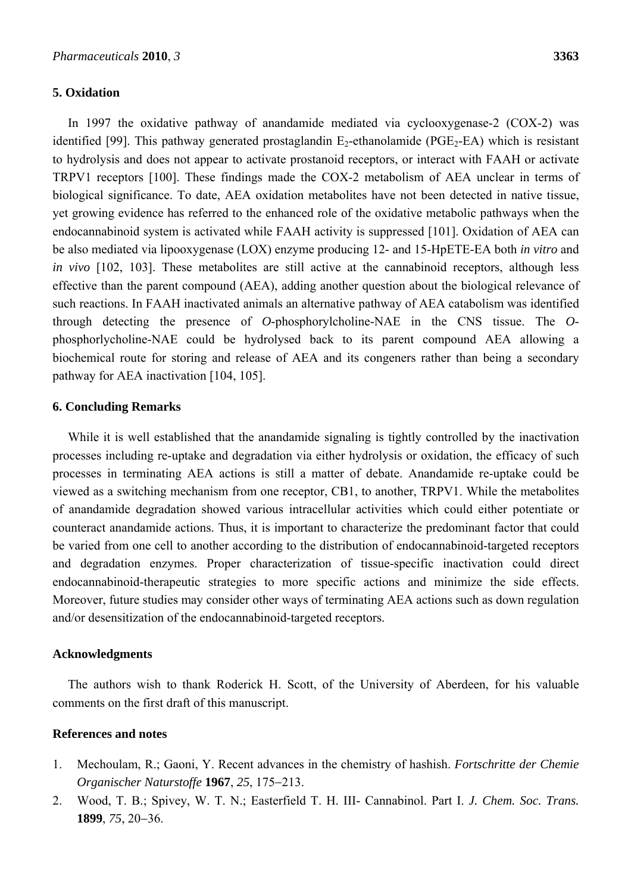## 5. Oxidation

In 1997 the oxidative pathway of anandamide mediated via cyclooxygenase-2 (COX-2) was identified [99]. This pathway generated prostaglandin $E_2$-ethanolamide ($PGE_2$-EA) which is resistant to hydrolysis and does not appear to activate prostanoid receptors, or interact with FAAH or activate TRPV1 receptors [100]. These findings made the COX-2 metabolism of AEA unclear in terms of biological significance. To date, AEA oxidation metabolites have not been detected in native tissue, yet growing evidence has referred to the enhanced role of the oxidative metabolic pathways when the endocannabinoid system is activated while FAAH activity is suppressed [101]. Oxidation of AEA can be also mediated via lipooxygenase (LOX) enzyme producing 12- and 15-HpETE-EA both *in vitro* and *in vivo* [102, 103]. These metabolites are still active at the cannabinoid receptors, although less effective than the parent compound (AEA), adding another question about the biological relevance of such reactions. In FAAH inactivated animals an alternative pathway of AEA catabolism was identified through detecting the presence of *O*-phosphorylcholine-NAE in the CNS tissue. The *O*-phosphorlycholine-NAE could be hydrolysed back to its parent compound AEA allowing a biochemical route for storing and release of AEA and its congeners rather than being a secondary pathway for AEA inactivation [104, 105].

## 6. Concluding Remarks

While it is well established that the anandamide signaling is tightly controlled by the inactivation processes including re-uptake and degradation via either hydrolysis or oxidation, the efficacy of such processes in terminating AEA actions is still a matter of debate. Anandamide re-uptake could be viewed as a switching mechanism from one receptor, CB1, to another, TRPV1. While the metabolites of anandamide degradation showed various intracellular activities which could either potentiate or counteract anandamide actions. Thus, it is important to characterize the predominant factor that could be varied from one cell to another according to the distribution of endocannabinoid-targeted receptors and degradation enzymes. Proper characterization of tissue-specific inactivation could direct endocannabinoid-therapeutic strategies to more specific actions and minimize the side effects. Moreover, future studies may consider other ways of terminating AEA actions such as down regulation and/or desensitization of the endocannabinoid-targeted receptors.

## Acknowledgments

The authors wish to thank Roderick H. Scott, of the University of Aberdeen, for his valuable comments on the first draft of this manuscript.

## References and notes

1. Mechoulam, R.; Gaoni, Y. Recent advances in the chemistry of hashish. *Fortschritte der Chemie Organischer Naturstoffe* **1967**, *25*, 175–213.
2. Wood, T. B.; Spivey, W. T. N.; Easterfield T. H. III- Cannabinol. Part I. *J. Chem. Soc. Trans.* **1899**, *75*, 20–36.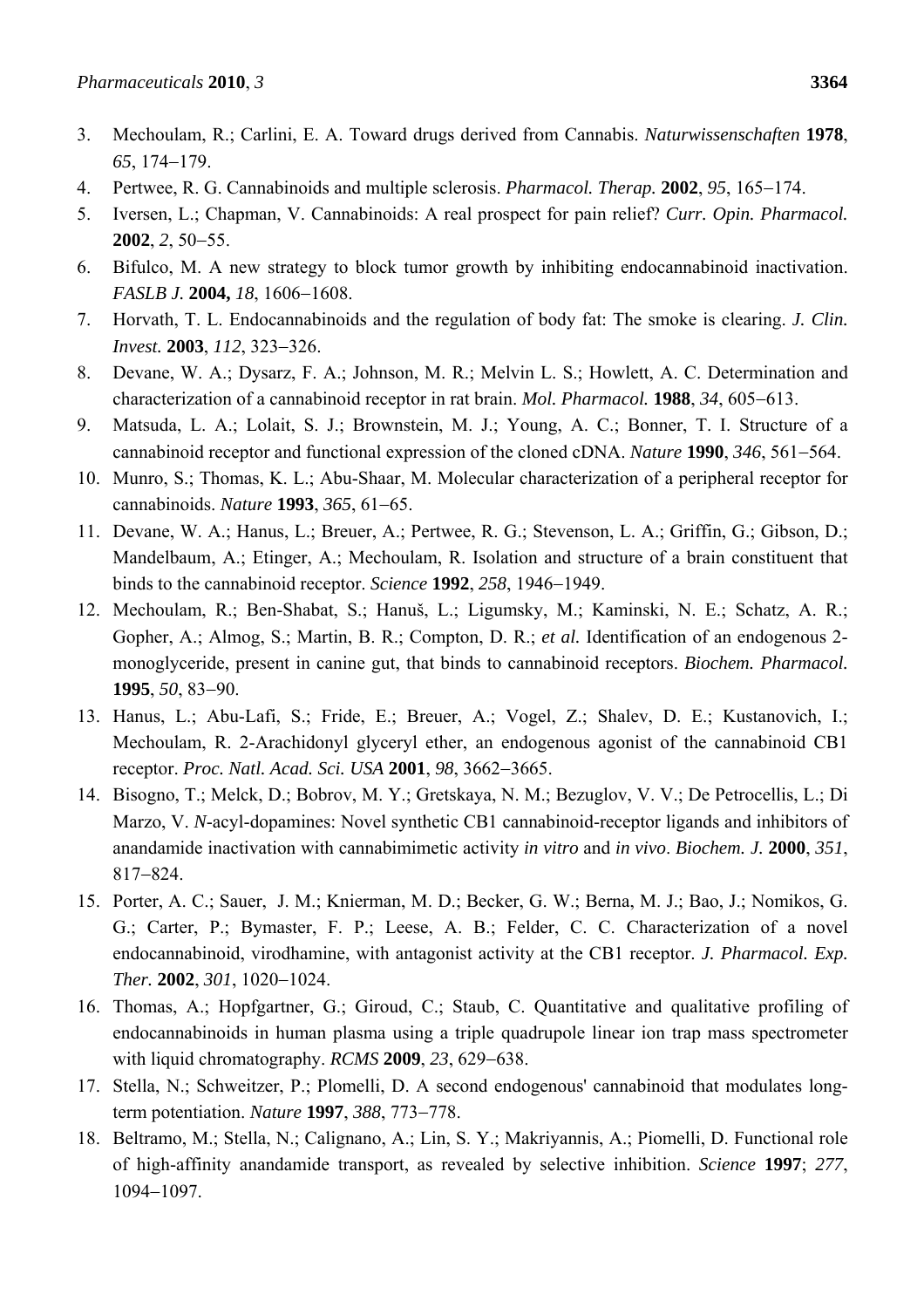3. Mechoulam, R.; Carlini, E. A. Toward drugs derived from Cannabis. *Naturwissenschaften* **1978**, *65*, 174−179.
4. Pertwee, R. G. Cannabinoids and multiple sclerosis. *Pharmacol. Therap.* **2002**, *95*, 165−174.
5. Iversen, L.; Chapman, V. Cannabinoids: A real prospect for pain relief? *Curr. Opin. Pharmacol.* **2002**, *2*, 50−55.
6. Bifulco, M. A new strategy to block tumor growth by inhibiting endocannabinoid inactivation. *FASLB J.* **2004,** *18*, 1606−1608.
7. Horvath, T. L. Endocannabinoids and the regulation of body fat: The smoke is clearing. *J. Clin. Invest.* **2003**, *112*, 323−326.
8. Devane, W. A.; Dysarz, F. A.; Johnson, M. R.; Melvin L. S.; Howlett, A. C. Determination and characterization of a cannabinoid receptor in rat brain. *Mol. Pharmacol.* **1988**, *34*, 605−613.
9. Matsuda, L. A.; Lolait, S. J.; Brownstein, M. J.; Young, A. C.; Bonner, T. I. Structure of a cannabinoid receptor and functional expression of the cloned cDNA. *Nature* **1990**, *346*, 561−564.
10. Munro, S.; Thomas, K. L.; Abu-Shaar, M. Molecular characterization of a peripheral receptor for cannabinoids. *Nature* **1993**, *365*, 61−65.
11. Devane, W. A.; Hanus, L.; Breuer, A.; Pertwee, R. G.; Stevenson, L. A.; Griffin, G.; Gibson, D.; Mandelbaum, A.; Etinger, A.; Mechoulam, R. Isolation and structure of a brain constituent that binds to the cannabinoid receptor. *Science* **1992**, *258*, 1946−1949.
12. Mechoulam, R.; Ben-Shabat, S.; Hanuš, L.; Ligumsky, M.; Kaminski, N. E.; Schatz, A. R.; Gopher, A.; Almog, S.; Martin, B. R.; Compton, D. R.; *et al.* Identification of an endogenous 2-monoglyceride, present in canine gut, that binds to cannabinoid receptors. *Biochem. Pharmacol.* **1995**, *50*, 83−90.
13. Hanus, L.; Abu-Lafi, S.; Fride, E.; Breuer, A.; Vogel, Z.; Shalev, D. E.; Kustanovich, I.; Mechoulam, R. 2-Arachidonyl glyceryl ether, an endogenous agonist of the cannabinoid CB1 receptor. *Proc. Natl. Acad. Sci. USA* **2001**, *98*, 3662−3665.
14. Bisogno, T.; Melck, D.; Bobrov, M. Y.; Gretskaya, N. M.; Bezuglov, V. V.; De Petrocellis, L.; Di Marzo, V. *N*-acyl-dopamines: Novel synthetic CB1 cannabinoid-receptor ligands and inhibitors of anandamide inactivation with cannabimimetic activity *in vitro* and *in vivo*. *Biochem. J.* **2000**, *351*, 817−824.
15. Porter, A. C.; Sauer, J. M.; Knierman, M. D.; Becker, G. W.; Berna, M. J.; Bao, J.; Nomikos, G. G.; Carter, P.; Bymaster, F. P.; Leese, A. B.; Felder, C. C. Characterization of a novel endocannabinoid, virodhamine, with antagonist activity at the CB1 receptor. *J. Pharmacol. Exp. Ther.* **2002**, *301*, 1020−1024.
16. Thomas, A.; Hopfgartner, G.; Giroud, C.; Staub, C. Quantitative and qualitative profiling of endocannabinoids in human plasma using a triple quadrupole linear ion trap mass spectrometer with liquid chromatography. *RCMS* **2009**, *23*, 629−638.
17. Stella, N.; Schweitzer, P.; Plomelli, D. A second endogenous' cannabinoid that modulates long-term potentiation. *Nature* **1997**, *388*, 773−778.
18. Beltramo, M.; Stella, N.; Calignano, A.; Lin, S. Y.; Makriyannis, A.; Piomelli, D. Functional role of high-affinity anandamide transport, as revealed by selective inhibition. *Science* **1997**; *277*, 1094−1097.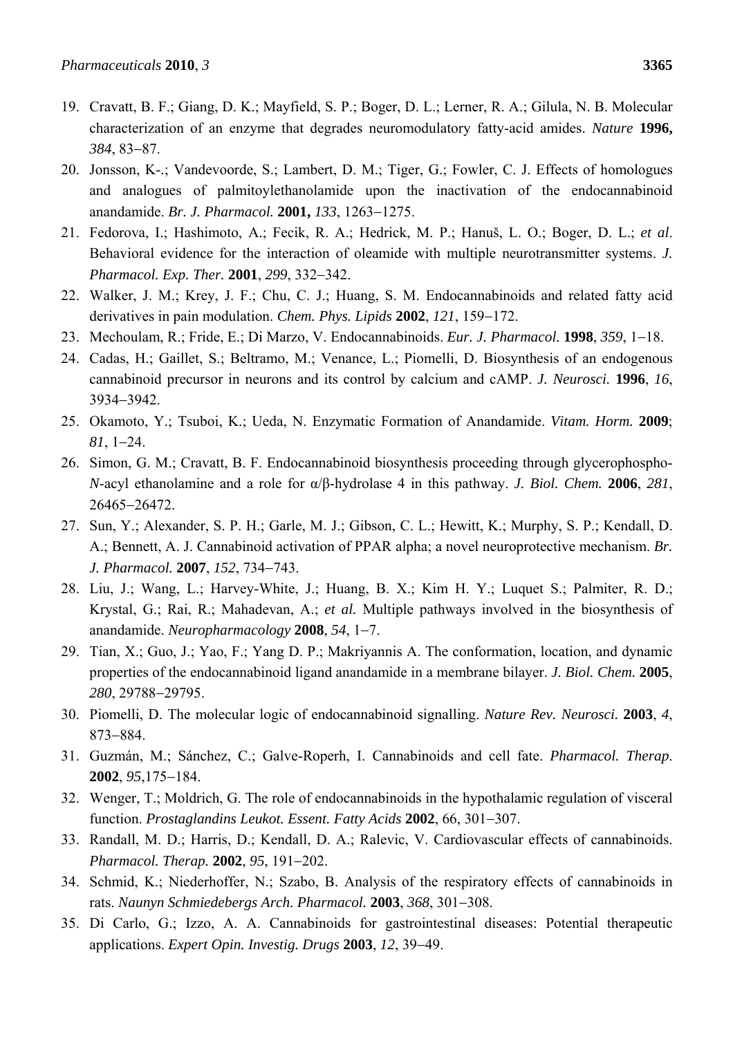19. Cravatt, B. F.; Giang, D. K.; Mayfield, S. P.; Boger, D. L.; Lerner, R. A.; Gilula, N. B. Molecular characterization of an enzyme that degrades neuromodulatory fatty-acid amides. *Nature* **1996,** *384*, 83−87.
20. Jonsson, K-.; Vandevoorde, S.; Lambert, D. M.; Tiger, G.; Fowler, C. J. Effects of homologues and analogues of palmitoylethanolamide upon the inactivation of the endocannabinoid anandamide. *Br. J. Pharmacol.* **2001,** *133*, 1263−1275.
21. Fedorova, I.; Hashimoto, A.; Fecik, R. A.; Hedrick, M. P.; Hanuš, L. O.; Boger, D. L.; *et al*. Behavioral evidence for the interaction of oleamide with multiple neurotransmitter systems. *J. Pharmacol. Exp. Ther.* **2001**, *299*, 332−342.
22. Walker, J. M.; Krey, J. F.; Chu, C. J.; Huang, S. M. Endocannabinoids and related fatty acid derivatives in pain modulation. *Chem. Phys. Lipids* **2002**, *121*, 159−172.
23. Mechoulam, R.; Fride, E.; Di Marzo, V. Endocannabinoids. *Eur. J. Pharmacol.* **1998**, *359*, 1−18.
24. Cadas, H.; Gaillet, S.; Beltramo, M.; Venance, L.; Piomelli, D. Biosynthesis of an endogenous cannabinoid precursor in neurons and its control by calcium and cAMP. *J. Neurosci.* **1996**, *16*, 3934−3942.
25. Okamoto, Y.; Tsuboi, K.; Ueda, N. Enzymatic Formation of Anandamide. *Vitam. Horm.* **2009**; *81*, 1−24.
26. Simon, G. M.; Cravatt, B. F. Endocannabinoid biosynthesis proceeding through glycerophospho-*N*-acyl ethanolamine and a role for α/β-hydrolase 4 in this pathway. *J. Biol. Chem.* **2006**, *281*, 26465−26472.
27. Sun, Y.; Alexander, S. P. H.; Garle, M. J.; Gibson, C. L.; Hewitt, K.; Murphy, S. P.; Kendall, D. A.; Bennett, A. J. Cannabinoid activation of PPAR alpha; a novel neuroprotective mechanism. *Br. J. Pharmacol.* **2007**, *152*, 734−743.
28. Liu, J.; Wang, L.; Harvey-White, J.; Huang, B. X.; Kim H. Y.; Luquet S.; Palmiter, R. D.; Krystal, G.; Rai, R.; Mahadevan, A.; *et al.* Multiple pathways involved in the biosynthesis of anandamide. *Neuropharmacology* **2008**, *54*, 1−7.
29. Tian, X.; Guo, J.; Yao, F.; Yang D. P.; Makriyannis A. The conformation, location, and dynamic properties of the endocannabinoid ligand anandamide in a membrane bilayer. *J. Biol. Chem.* **2005**, *280*, 29788−29795.
30. Piomelli, D. The molecular logic of endocannabinoid signalling. *Nature Rev. Neurosci.* **2003**, *4*, 873−884.
31. Guzmán, M.; Sánchez, C.; Galve-Roperh, I. Cannabinoids and cell fate. *Pharmacol. Therap.* **2002**, *95*,175−184.
32. Wenger, T.; Moldrich, G. The role of endocannabinoids in the hypothalamic regulation of visceral function. *Prostaglandins Leukot. Essent. Fatty Acids* **2002**, 66, 301−307.
33. Randall, M. D.; Harris, D.; Kendall, D. A.; Ralevic, V. Cardiovascular effects of cannabinoids. *Pharmacol. Therap.* **2002**, *95*, 191−202.
34. Schmid, K.; Niederhoffer, N.; Szabo, B. Analysis of the respiratory effects of cannabinoids in rats. *Naunyn Schmiedebergs Arch. Pharmacol.* **2003**, *368*, 301−308.
35. Di Carlo, G.; Izzo, A. A. Cannabinoids for gastrointestinal diseases: Potential therapeutic applications. *Expert Opin. Investig. Drugs* **2003**, *12*, 39−49.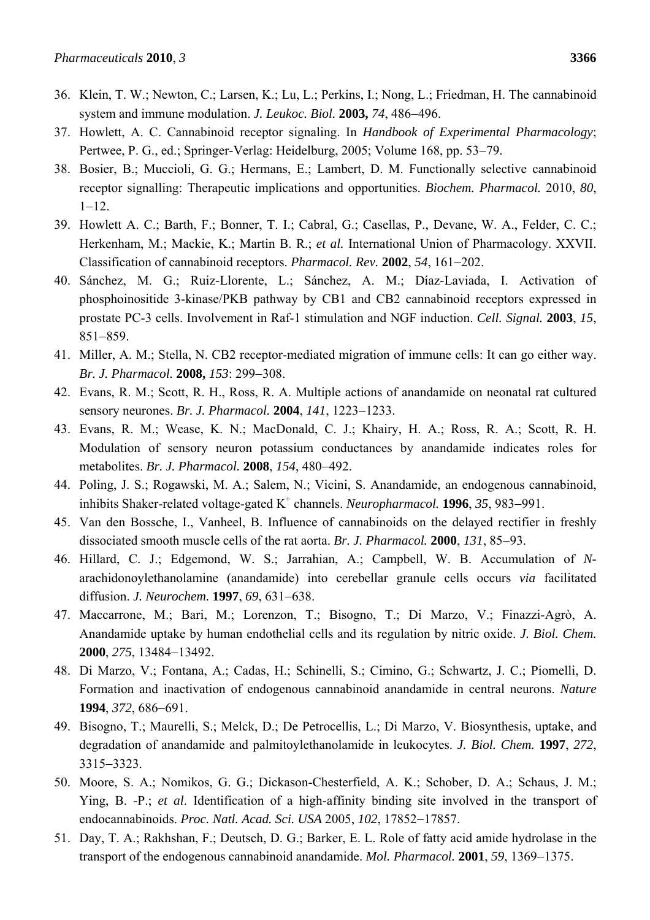36. Klein, T. W.; Newton, C.; Larsen, K.; Lu, L.; Perkins, I.; Nong, L.; Friedman, H. The cannabinoid system and immune modulation. *J. Leukoc. Biol.* **2003,** *74*, 486−496.
37. Howlett, A. C. Cannabinoid receptor signaling. In *Handbook of Experimental Pharmacology*; Pertwee, P. G., ed.; Springer-Verlag: Heidelburg, 2005; Volume 168, pp. 53−79.
38. Bosier, B.; Muccioli, G. G.; Hermans, E.; Lambert, D. M. Functionally selective cannabinoid receptor signalling: Therapeutic implications and opportunities. *Biochem. Pharmacol.* 2010, *80*, 1−12.
39. Howlett A. C.; Barth, F.; Bonner, T. I.; Cabral, G.; Casellas, P., Devane, W. A., Felder, C. C.; Herkenham, M.; Mackie, K.; Martin B. R.; *et al.* International Union of Pharmacology. XXVII. Classification of cannabinoid receptors. *Pharmacol. Rev.* **2002**, *54*, 161−202.
40. Sánchez, M. G.; Ruiz-Llorente, L.; Sánchez, A. M.; Díaz-Laviada, I. Activation of phosphoinositide 3-kinase/PKB pathway by CB1 and CB2 cannabinoid receptors expressed in prostate PC-3 cells. Involvement in Raf-1 stimulation and NGF induction. *Cell. Signal.* **2003**, *15*, 851−859.
41. Miller, A. M.; Stella, N. CB2 receptor-mediated migration of immune cells: It can go either way. *Br. J. Pharmacol.* **2008,** *153*: 299−308.
42. Evans, R. M.; Scott, R. H., Ross, R. A. Multiple actions of anandamide on neonatal rat cultured sensory neurones. *Br. J. Pharmacol.* **2004**, *141*, 1223−1233.
43. Evans, R. M.; Wease, K. N.; MacDonald, C. J.; Khairy, H. A.; Ross, R. A.; Scott, R. H. Modulation of sensory neuron potassium conductances by anandamide indicates roles for metabolites. *Br. J. Pharmacol.* **2008**, *154*, 480−492.
44. Poling, J. S.; Rogawski, M. A.; Salem, N.; Vicini, S. Anandamide, an endogenous cannabinoid, inhibits Shaker-related voltage-gated $K^+$ channels. *Neuropharmacol.* **1996**, *35*, 983−991.
45. Van den Bossche, I., Vanheel, B. Influence of cannabinoids on the delayed rectifier in freshly dissociated smooth muscle cells of the rat aorta. *Br. J. Pharmacol.* **2000**, *131*, 85−93.
46. Hillard, C. J.; Edgemond, W. S.; Jarrahian, A.; Campbell, W. B. Accumulation of *N*-arachidonoylethanolamine (anandamide) into cerebellar granule cells occurs *via* facilitated diffusion. *J. Neurochem.* **1997**, *69*, 631−638.
47. Maccarrone, M.; Bari, M.; Lorenzon, T.; Bisogno, T.; Di Marzo, V.; Finazzi-Agrò, A. Anandamide uptake by human endothelial cells and its regulation by nitric oxide. *J. Biol. Chem.* **2000**, *275*, 13484−13492.
48. Di Marzo, V.; Fontana, A.; Cadas, H.; Schinelli, S.; Cimino, G.; Schwartz, J. C.; Piomelli, D. Formation and inactivation of endogenous cannabinoid anandamide in central neurons. *Nature* **1994**, *372*, 686−691.
49. Bisogno, T.; Maurelli, S.; Melck, D.; De Petrocellis, L.; Di Marzo, V. Biosynthesis, uptake, and degradation of anandamide and palmitoylethanolamide in leukocytes. *J. Biol. Chem.* **1997**, *272*, 3315−3323.
50. Moore, S. A.; Nomikos, G. G.; Dickason-Chesterfield, A. K.; Schober, D. A.; Schaus, J. M.; Ying, B. -P.; *et al*. Identification of a high-affinity binding site involved in the transport of endocannabinoids. *Proc. Natl. Acad. Sci. USA* 2005, *102*, 17852−17857.
51. Day, T. A.; Rakhshan, F.; Deutsch, D. G.; Barker, E. L. Role of fatty acid amide hydrolase in the transport of the endogenous cannabinoid anandamide. *Mol. Pharmacol.* **2001**, *59*, 1369−1375.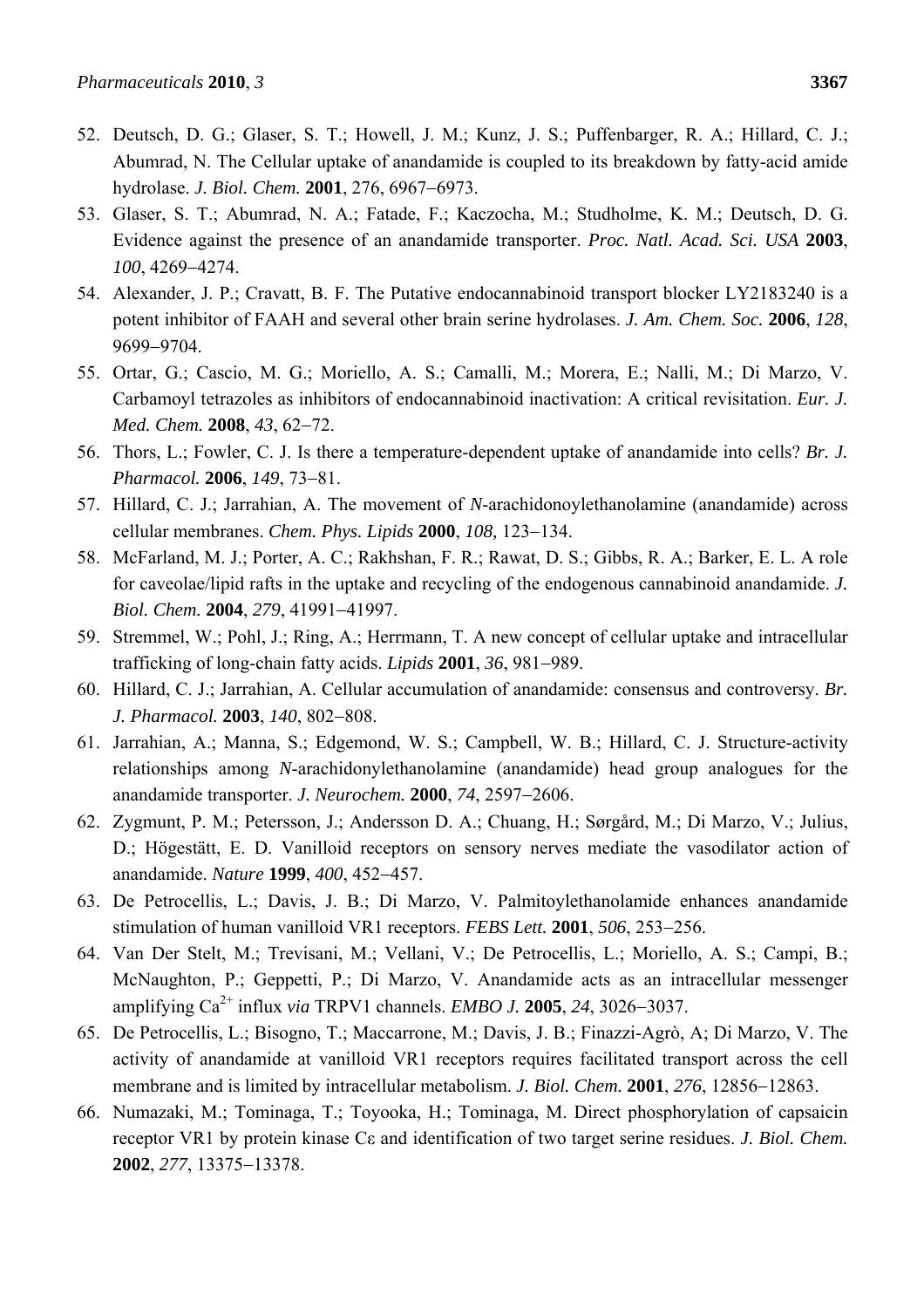52. Deutsch, D. G.; Glaser, S. T.; Howell, J. M.; Kunz, J. S.; Puffenbarger, R. A.; Hillard, C. J.; Abumrad, N. The Cellular uptake of anandamide is coupled to its breakdown by fatty-acid amide hydrolase. *J. Biol. Chem.* **2001**, 276, 6967–6973.
53. Glaser, S. T.; Abumrad, N. A.; Fatade, F.; Kaczocha, M.; Studholme, K. M.; Deutsch, D. G. Evidence against the presence of an anandamide transporter. *Proc. Natl. Acad. Sci. USA* **2003**, *100*, 4269–4274.
54. Alexander, J. P.; Cravatt, B. F. The Putative endocannabinoid transport blocker LY2183240 is a potent inhibitor of FAAH and several other brain serine hydrolases. *J. Am. Chem. Soc.* **2006**, *128*, 9699–9704.
55. Ortar, G.; Cascio, M. G.; Moriello, A. S.; Camalli, M.; Morera, E.; Nalli, M.; Di Marzo, V. Carbamoyl tetrazoles as inhibitors of endocannabinoid inactivation: A critical revisitation. *Eur. J. Med. Chem.* **2008**, *43*, 62–72.
56. Thors, L.; Fowler, C. J. Is there a temperature-dependent uptake of anandamide into cells? *Br. J. Pharmacol.* **2006**, *149*, 73–81.
57. Hillard, C. J.; Jarrahian, A. The movement of *N*-arachidonoylethanolamine (anandamide) across cellular membranes. *Chem. Phys. Lipids* **2000**, *108,* 123–134.
58. McFarland, M. J.; Porter, A. C.; Rakhshan, F. R.; Rawat, D. S.; Gibbs, R. A.; Barker, E. L. A role for caveolae/lipid rafts in the uptake and recycling of the endogenous cannabinoid anandamide. *J. Biol. Chem.* **2004**, *279*, 41991–41997.
59. Stremmel, W.; Pohl, J.; Ring, A.; Herrmann, T. A new concept of cellular uptake and intracellular trafficking of long-chain fatty acids. *Lipids* **2001**, *36*, 981–989.
60. Hillard, C. J.; Jarrahian, A. Cellular accumulation of anandamide: consensus and controversy. *Br. J. Pharmacol.* **2003**, *140*, 802–808.
61. Jarrahian, A.; Manna, S.; Edgemond, W. S.; Campbell, W. B.; Hillard, C. J. Structure-activity relationships among *N*-arachidonylethanolamine (anandamide) head group analogues for the anandamide transporter. *J. Neurochem.* **2000**, *74*, 2597–2606.
62. Zygmunt, P. M.; Petersson, J.; Andersson D. A.; Chuang, H.; Sørgård, M.; Di Marzo, V.; Julius, D.; Högestätt, E. D. Vanilloid receptors on sensory nerves mediate the vasodilator action of anandamide. *Nature* **1999**, *400*, 452–457.
63. De Petrocellis, L.; Davis, J. B.; Di Marzo, V. Palmitoylethanolamide enhances anandamide stimulation of human vanilloid VR1 receptors. *FEBS Lett.* **2001**, *506*, 253–256.
64. Van Der Stelt, M.; Trevisani, M.; Vellani, V.; De Petrocellis, L.; Moriello, A. S.; Campi, B.; McNaughton, P.; Geppetti, P.; Di Marzo, V. Anandamide acts as an intracellular messenger amplifying $Ca^{2+}$ influx *via* TRPV1 channels. *EMBO J.* **2005**, *24*, 3026–3037.
65. De Petrocellis, L.; Bisogno, T.; Maccarrone, M.; Davis, J. B.; Finazzi-Agrò, A; Di Marzo, V. The activity of anandamide at vanilloid VR1 receptors requires facilitated transport across the cell membrane and is limited by intracellular metabolism. *J. Biol. Chem.* **2001**, *276*, 12856–12863.
66. Numazaki, M.; Tominaga, T.; Toyooka, H.; Tominaga, M. Direct phosphorylation of capsaicin receptor VR1 by protein kinase Cε and identification of two target serine residues. *J. Biol. Chem.* **2002**, *277*, 13375–13378.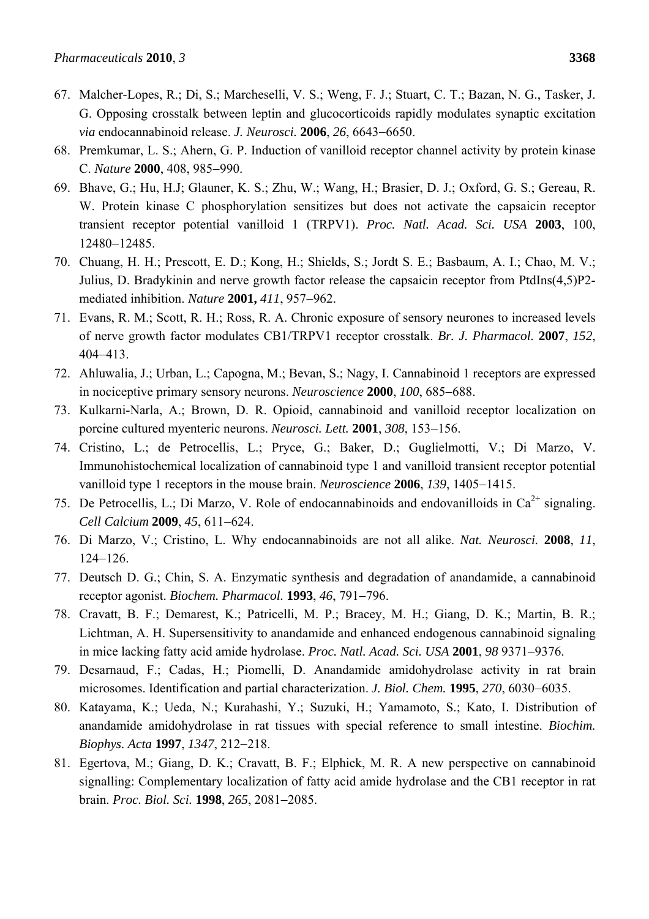67. Malcher-Lopes, R.; Di, S.; Marcheselli, V. S.; Weng, F. J.; Stuart, C. T.; Bazan, N. G., Tasker, J. G. Opposing crosstalk between leptin and glucocorticoids rapidly modulates synaptic excitation *via* endocannabinoid release. *J. Neurosci.* **2006**, *26*, 6643−6650.
68. Premkumar, L. S.; Ahern, G. P. Induction of vanilloid receptor channel activity by protein kinase C. *Nature* **2000**, 408, 985−990.
69. Bhave, G.; Hu, H.J; Glauner, K. S.; Zhu, W.; Wang, H.; Brasier, D. J.; Oxford, G. S.; Gereau, R. W. Protein kinase C phosphorylation sensitizes but does not activate the capsaicin receptor transient receptor potential vanilloid 1 (TRPV1). *Proc. Natl. Acad. Sci. USA* **2003**, 100, 12480−12485.
70. Chuang, H. H.; Prescott, E. D.; Kong, H.; Shields, S.; Jordt S. E.; Basbaum, A. I.; Chao, M. V.; Julius, D. Bradykinin and nerve growth factor release the capsaicin receptor from PtdIns(4,5)P2-mediated inhibition. *Nature* **2001,** *411*, 957−962.
71. Evans, R. M.; Scott, R. H.; Ross, R. A. Chronic exposure of sensory neurones to increased levels of nerve growth factor modulates CB1/TRPV1 receptor crosstalk. *Br. J. Pharmacol.* **2007**, *152*, 404−413.
72. Ahluwalia, J.; Urban, L.; Capogna, M.; Bevan, S.; Nagy, I. Cannabinoid 1 receptors are expressed in nociceptive primary sensory neurons. *Neuroscience* **2000**, *100*, 685−688.
73. Kulkarni-Narla, A.; Brown, D. R. Opioid, cannabinoid and vanilloid receptor localization on porcine cultured myenteric neurons. *Neurosci. Lett.* **2001**, *308*, 153−156.
74. Cristino, L.; de Petrocellis, L.; Pryce, G.; Baker, D.; Guglielmotti, V.; Di Marzo, V. Immunohistochemical localization of cannabinoid type 1 and vanilloid transient receptor potential vanilloid type 1 receptors in the mouse brain. *Neuroscience* **2006**, *139*, 1405−1415.
75. De Petrocellis, L.; Di Marzo, V. Role of endocannabinoids and endovanilloids in $Ca^{2+}$ signaling. *Cell Calcium* **2009**, *45*, 611−624.
76. Di Marzo, V.; Cristino, L. Why endocannabinoids are not all alike. *Nat. Neurosci.* **2008**, *11*, 124−126.
77. Deutsch D. G.; Chin, S. A. Enzymatic synthesis and degradation of anandamide, a cannabinoid receptor agonist. *Biochem. Pharmacol.* **1993**, *46*, 791−796.
78. Cravatt, B. F.; Demarest, K.; Patricelli, M. P.; Bracey, M. H.; Giang, D. K.; Martin, B. R.; Lichtman, A. H. Supersensitivity to anandamide and enhanced endogenous cannabinoid signaling in mice lacking fatty acid amide hydrolase. *Proc. Natl. Acad. Sci. USA* **2001**, *98* 9371−9376.
79. Desarnaud, F.; Cadas, H.; Piomelli, D. Anandamide amidohydrolase activity in rat brain microsomes. Identification and partial characterization. *J. Biol. Chem.* **1995**, *270*, 6030−6035.
80. Katayama, K.; Ueda, N.; Kurahashi, Y.; Suzuki, H.; Yamamoto, S.; Kato, I. Distribution of anandamide amidohydrolase in rat tissues with special reference to small intestine. *Biochim. Biophys. Acta* **1997**, *1347*, 212−218.
81. Egertova, M.; Giang, D. K.; Cravatt, B. F.; Elphick, M. R. A new perspective on cannabinoid signalling: Complementary localization of fatty acid amide hydrolase and the CB1 receptor in rat brain. *Proc. Biol. Sci.* **1998**, *265*, 2081−2085.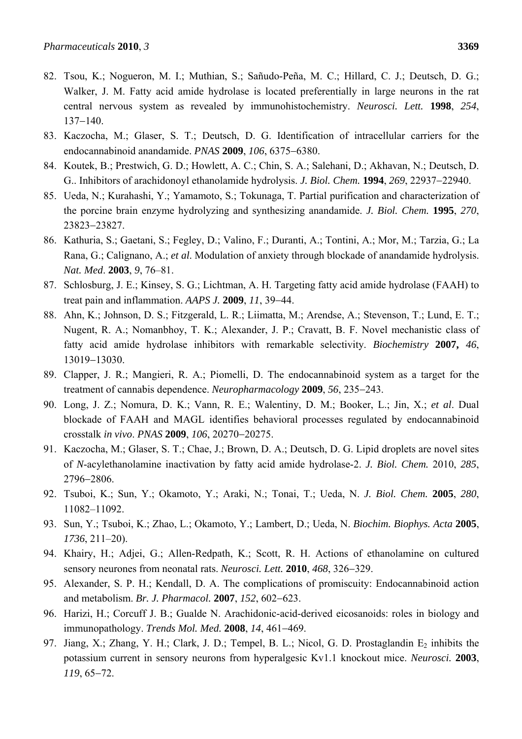82. Tsou, K.; Nogueron, M. I.; Muthian, S.; Sañudo-Peña, M. C.; Hillard, C. J.; Deutsch, D. G.; Walker, J. M. Fatty acid amide hydrolase is located preferentially in large neurons in the rat central nervous system as revealed by immunohistochemistry. *Neurosci. Lett.* **1998**, *254*, 137−140.
83. Kaczocha, M.; Glaser, S. T.; Deutsch, D. G. Identification of intracellular carriers for the endocannabinoid anandamide. *PNAS* **2009**, *106*, 6375−6380.
84. Koutek, B.; Prestwich, G. D.; Howlett, A. C.; Chin, S. A.; Salehani, D.; Akhavan, N.; Deutsch, D. G.. Inhibitors of arachidonoyl ethanolamide hydrolysis. *J. Biol. Chem.* **1994**, *269*, 22937−22940.
85. Ueda, N.; Kurahashi, Y.; Yamamoto, S.; Tokunaga, T. Partial purification and characterization of the porcine brain enzyme hydrolyzing and synthesizing anandamide. *J. Biol. Chem.* **1995**, *270*, 23823−23827.
86. Kathuria, S.; Gaetani, S.; Fegley, D.; Valino, F.; Duranti, A.; Tontini, A.; Mor, M.; Tarzia, G.; La Rana, G.; Calignano, A.; *et al*. Modulation of anxiety through blockade of anandamide hydrolysis. *Nat. Med*. **2003**, *9*, 76–81.
87. Schlosburg, J. E.; Kinsey, S. G.; Lichtman, A. H. Targeting fatty acid amide hydrolase (FAAH) to treat pain and inflammation. *AAPS J.* **2009**, *11*, 39−44.
88. Ahn, K.; Johnson, D. S.; Fitzgerald, L. R.; Liimatta, M.; Arendse, A.; Stevenson, T.; Lund, E. T.; Nugent, R. A.; Nomanbhoy, T. K.; Alexander, J. P.; Cravatt, B. F. Novel mechanistic class of fatty acid amide hydrolase inhibitors with remarkable selectivity. *Biochemistry* **2007,** *46*, 13019−13030.
89. Clapper, J. R.; Mangieri, R. A.; Piomelli, D. The endocannabinoid system as a target for the treatment of cannabis dependence. *Neuropharmacology* **2009**, *56*, 235−243.
90. Long, J. Z.; Nomura, D. K.; Vann, R. E.; Walentiny, D. M.; Booker, L.; Jin, X.; *et al*. Dual blockade of FAAH and MAGL identifies behavioral processes regulated by endocannabinoid crosstalk *in vivo*. *PNAS* **2009**, *106*, 20270−20275.
91. Kaczocha, M.; Glaser, S. T.; Chae, J.; Brown, D. A.; Deutsch, D. G. Lipid droplets are novel sites of *N*-acylethanolamine inactivation by fatty acid amide hydrolase-2. *J. Biol. Chem.* 2010, *285*, 2796–2806.
92. Tsuboi, K.; Sun, Y.; Okamoto, Y.; Araki, N.; Tonai, T.; Ueda, N. *J. Biol. Chem.* **2005**, *280*, 11082–11092.
93. Sun, Y.; Tsuboi, K.; Zhao, L.; Okamoto, Y.; Lambert, D.; Ueda, N. *Biochim. Biophys. Acta* **2005**, *1736*, 211–20).
94. Khairy, H.; Adjei, G.; Allen-Redpath, K.; Scott, R. H. Actions of ethanolamine on cultured sensory neurones from neonatal rats. *Neurosci. Lett.* **2010**, *468*, 326−329.
95. Alexander, S. P. H.; Kendall, D. A. The complications of promiscuity: Endocannabinoid action and metabolism. *Br. J. Pharmacol.* **2007**, *152*, 602−623.
96. Harizi, H.; Corcuff J. B.; Gualde N. Arachidonic-acid-derived eicosanoids: roles in biology and immunopathology. *Trends Mol. Med.* **2008**, *14*, 461−469.
97. Jiang, X.; Zhang, Y. H.; Clark, J. D.; Tempel, B. L.; Nicol, G. D. Prostaglandin $E_2$ inhibits the potassium current in sensory neurons from hyperalgesic Kv1.1 knockout mice. *Neurosci.* **2003**, *119*, 65−72.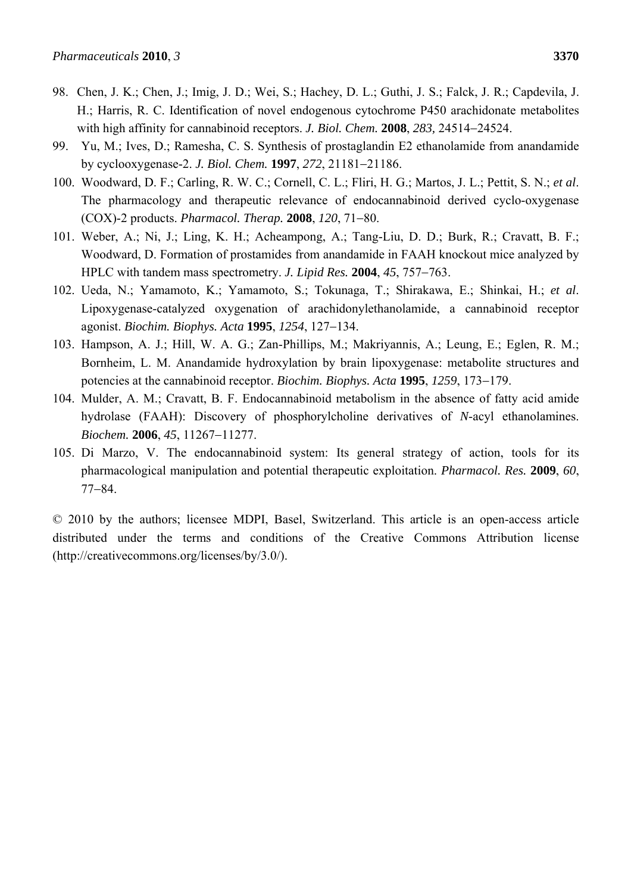98. Chen, J. K.; Chen, J.; Imig, J. D.; Wei, S.; Hachey, D. L.; Guthi, J. S.; Falck, J. R.; Capdevila, J. H.; Harris, R. C. Identification of novel endogenous cytochrome P450 arachidonate metabolites with high affinity for cannabinoid receptors. *J. Biol. Chem.* **2008**, *283*, 24514−24524.
99. Yu, M.; Ives, D.; Ramesha, C. S. Synthesis of prostaglandin E2 ethanolamide from anandamide by cyclooxygenase-2. *J. Biol. Chem.* **1997**, *272*, 21181−21186.
100. Woodward, D. F.; Carling, R. W. C.; Cornell, C. L.; Fliri, H. G.; Martos, J. L.; Pettit, S. N.; *et al*. The pharmacology and therapeutic relevance of endocannabinoid derived cyclo-oxygenase (COX)-2 products. *Pharmacol. Therap.* **2008**, *120*, 71−80.
101. Weber, A.; Ni, J.; Ling, K. H.; Acheampong, A.; Tang-Liu, D. D.; Burk, R.; Cravatt, B. F.; Woodward, D. Formation of prostamides from anandamide in FAAH knockout mice analyzed by HPLC with tandem mass spectrometry. *J. Lipid Res.* **2004**, *45*, 757−763.
102. Ueda, N.; Yamamoto, K.; Yamamoto, S.; Tokunaga, T.; Shirakawa, E.; Shinkai, H.; *et al*. Lipoxygenase-catalyzed oxygenation of arachidonylethanolamide, a cannabinoid receptor agonist. *Biochim. Biophys. Acta* **1995**, *1254*, 127−134.
103. Hampson, A. J.; Hill, W. A. G.; Zan-Phillips, M.; Makriyannis, A.; Leung, E.; Eglen, R. M.; Bornheim, L. M. Anandamide hydroxylation by brain lipoxygenase: metabolite structures and potencies at the cannabinoid receptor. *Biochim. Biophys. Acta* **1995**, *1259*, 173−179.
104. Mulder, A. M.; Cravatt, B. F. Endocannabinoid metabolism in the absence of fatty acid amide hydrolase (FAAH): Discovery of phosphorylcholine derivatives of *N*-acyl ethanolamines. *Biochem.* **2006**, *45*, 11267−11277.
105. Di Marzo, V. The endocannabinoid system: Its general strategy of action, tools for its pharmacological manipulation and potential therapeutic exploitation. *Pharmacol. Res.* **2009**, *60*, 77−84.

© 2010 by the authors; licensee MDPI, Basel, Switzerland. This article is an open-access article distributed under the terms and conditions of the Creative Commons Attribution license (http://creativecommons.org/licenses/by/3.0/).